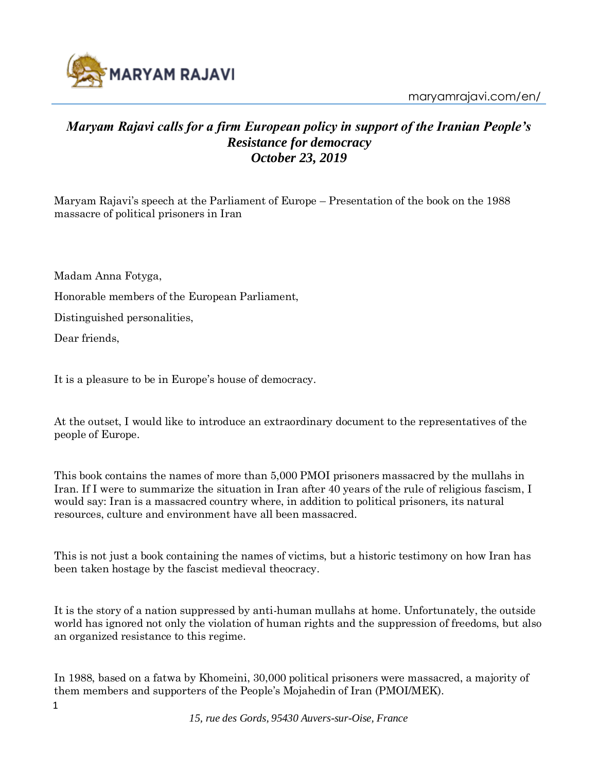# *Maryam Rajavi calls for a firm European policy in support of the Iranian People's Resistance for democracy*
## *October 23, 2019*

Maryam Rajavi's speech at the Parliament of Europe – Presentation of the book on the 1988 massacre of political prisoners in Iran

Madam Anna Fotyga,

Honorable members of the European Parliament,

Distinguished personalities,

Dear friends,

It is a pleasure to be in Europe's house of democracy.

At the outset, I would like to introduce an extraordinary document to the representatives of the people of Europe.

This book contains the names of more than 5,000 PMOI prisoners massacred by the mullahs in Iran. If I were to summarize the situation in Iran after 40 years of the rule of religious fascism, I would say: Iran is a massacred country where, in addition to political prisoners, its natural resources, culture and environment have all been massacred.

This is not just a book containing the names of victims, but a historic testimony on how Iran has been taken hostage by the fascist medieval theocracy.

It is the story of a nation suppressed by anti-human mullahs at home. Unfortunately, the outside world has ignored not only the violation of human rights and the suppression of freedoms, but also an organized resistance to this regime.

In 1988, based on a fatwa by Khomeini, 30,000 political prisoners were massacred, a majority of them members and supporters of the People's Mojahedin of Iran (PMOI/MEK).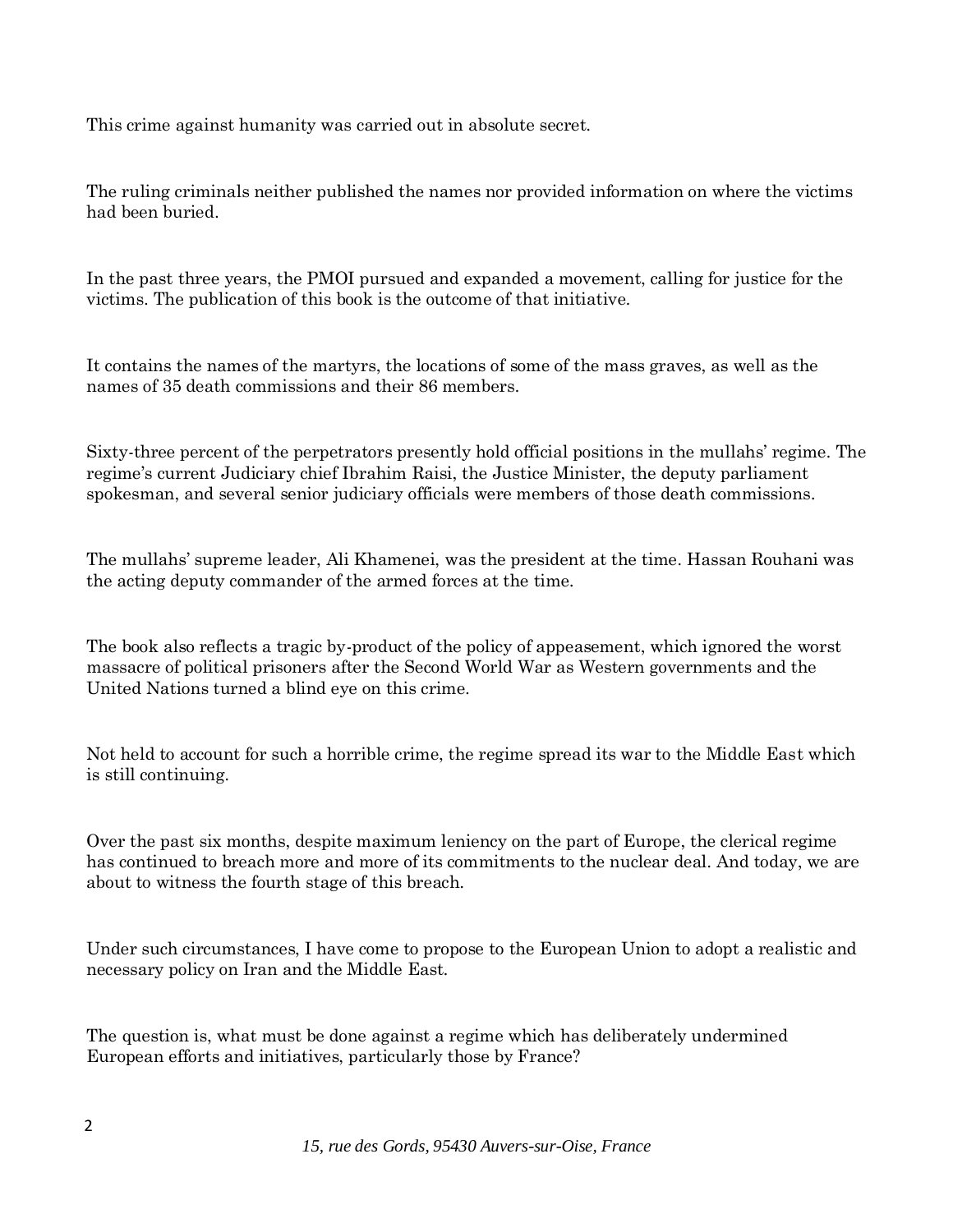This crime against humanity was carried out in absolute secret.

The ruling criminals neither published the names nor provided information on where the victims had been buried.

In the past three years, the PMOI pursued and expanded a movement, calling for justice for the victims. The publication of this book is the outcome of that initiative.

It contains the names of the martyrs, the locations of some of the mass graves, as well as the names of 35 death commissions and their 86 members.

Sixty-three percent of the perpetrators presently hold official positions in the mullahs' regime. The regime's current Judiciary chief Ibrahim Raisi, the Justice Minister, the deputy parliament spokesman, and several senior judiciary officials were members of those death commissions.

The mullahs' supreme leader, Ali Khamenei, was the president at the time. Hassan Rouhani was the acting deputy commander of the armed forces at the time.

The book also reflects a tragic by-product of the policy of appeasement, which ignored the worst massacre of political prisoners after the Second World War as Western governments and the United Nations turned a blind eye on this crime.

Not held to account for such a horrible crime, the regime spread its war to the Middle East which is still continuing.

Over the past six months, despite maximum leniency on the part of Europe, the clerical regime has continued to breach more and more of its commitments to the nuclear deal. And today, we are about to witness the fourth stage of this breach.

Under such circumstances, I have come to propose to the European Union to adopt a realistic and necessary policy on Iran and the Middle East.

The question is, what must be done against a regime which has deliberately undermined European efforts and initiatives, particularly those by France?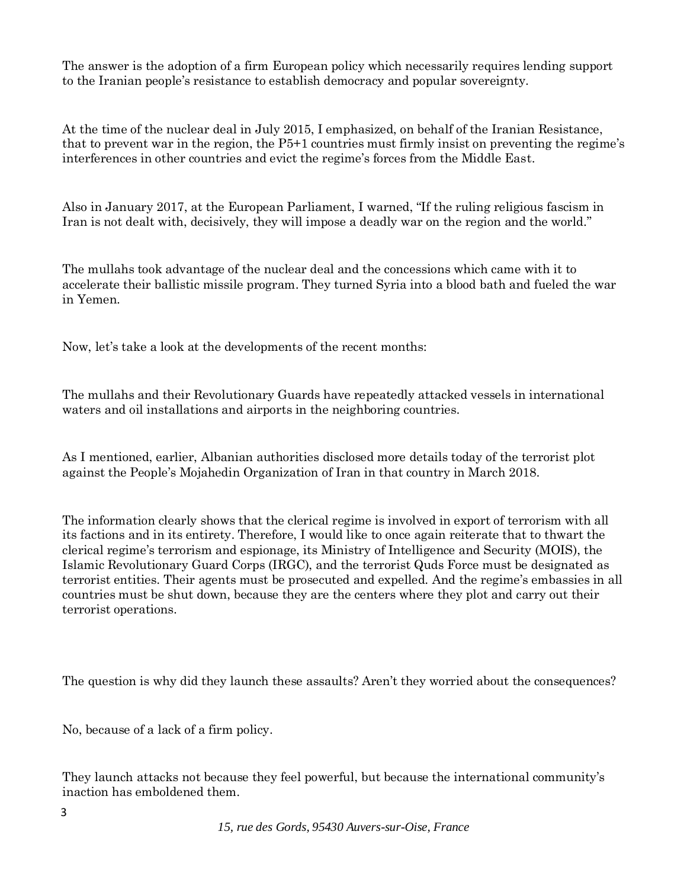The answer is the adoption of a firm European policy which necessarily requires lending support to the Iranian people's resistance to establish democracy and popular sovereignty.

At the time of the nuclear deal in July 2015, I emphasized, on behalf of the Iranian Resistance, that to prevent war in the region, the P5+1 countries must firmly insist on preventing the regime's interferences in other countries and evict the regime's forces from the Middle East.

Also in January 2017, at the European Parliament, I warned, "If the ruling religious fascism in Iran is not dealt with, decisively, they will impose a deadly war on the region and the world."

The mullahs took advantage of the nuclear deal and the concessions which came with it to accelerate their ballistic missile program. They turned Syria into a blood bath and fueled the war in Yemen.

Now, let's take a look at the developments of the recent months:

The mullahs and their Revolutionary Guards have repeatedly attacked vessels in international waters and oil installations and airports in the neighboring countries.

As I mentioned, earlier, Albanian authorities disclosed more details today of the terrorist plot against the People's Mojahedin Organization of Iran in that country in March 2018.

The information clearly shows that the clerical regime is involved in export of terrorism with all its factions and in its entirety. Therefore, I would like to once again reiterate that to thwart the clerical regime's terrorism and espionage, its Ministry of Intelligence and Security (MOIS), the Islamic Revolutionary Guard Corps (IRGC), and the terrorist Quds Force must be designated as terrorist entities. Their agents must be prosecuted and expelled. And the regime's embassies in all countries must be shut down, because they are the centers where they plot and carry out their terrorist operations.

The question is why did they launch these assaults? Aren't they worried about the consequences?

No, because of a lack of a firm policy.

They launch attacks not because they feel powerful, but because the international community's inaction has emboldened them.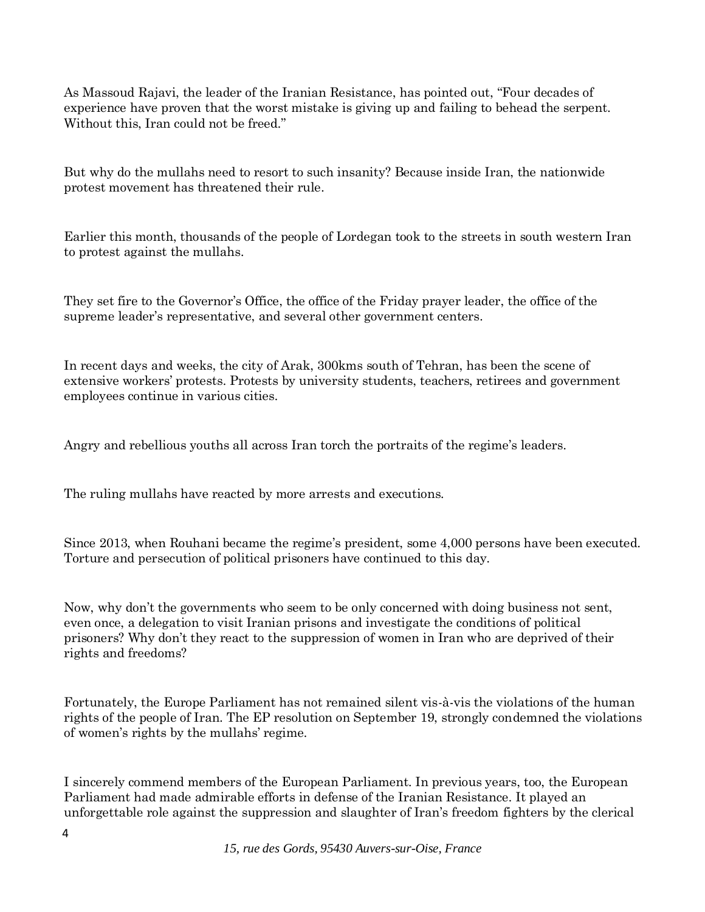As Massoud Rajavi, the leader of the Iranian Resistance, has pointed out, “Four decades of experience have proven that the worst mistake is giving up and failing to behead the serpent. Without this, Iran could not be freed.”

But why do the mullahs need to resort to such insanity? Because inside Iran, the nationwide protest movement has threatened their rule.

Earlier this month, thousands of the people of Lordegan took to the streets in south western Iran to protest against the mullahs.

They set fire to the Governor’s Office, the office of the Friday prayer leader, the office of the supreme leader’s representative, and several other government centers.

In recent days and weeks, the city of Arak, 300kms south of Tehran, has been the scene of extensive workers’ protests. Protests by university students, teachers, retirees and government employees continue in various cities.

Angry and rebellious youths all across Iran torch the portraits of the regime’s leaders.

The ruling mullahs have reacted by more arrests and executions.

Since 2013, when Rouhani became the regime’s president, some 4,000 persons have been executed. Torture and persecution of political prisoners have continued to this day.

Now, why don’t the governments who seem to be only concerned with doing business not sent, even once, a delegation to visit Iranian prisons and investigate the conditions of political prisoners? Why don’t they react to the suppression of women in Iran who are deprived of their rights and freedoms?

Fortunately, the Europe Parliament has not remained silent vis-à-vis the violations of the human rights of the people of Iran. The EP resolution on September 19, strongly condemned the violations of women’s rights by the mullahs’ regime.

I sincerely commend members of the European Parliament. In previous years, too, the European Parliament had made admirable efforts in defense of the Iranian Resistance. It played an unforgettable role against the suppression and slaughter of Iran’s freedom fighters by the clerical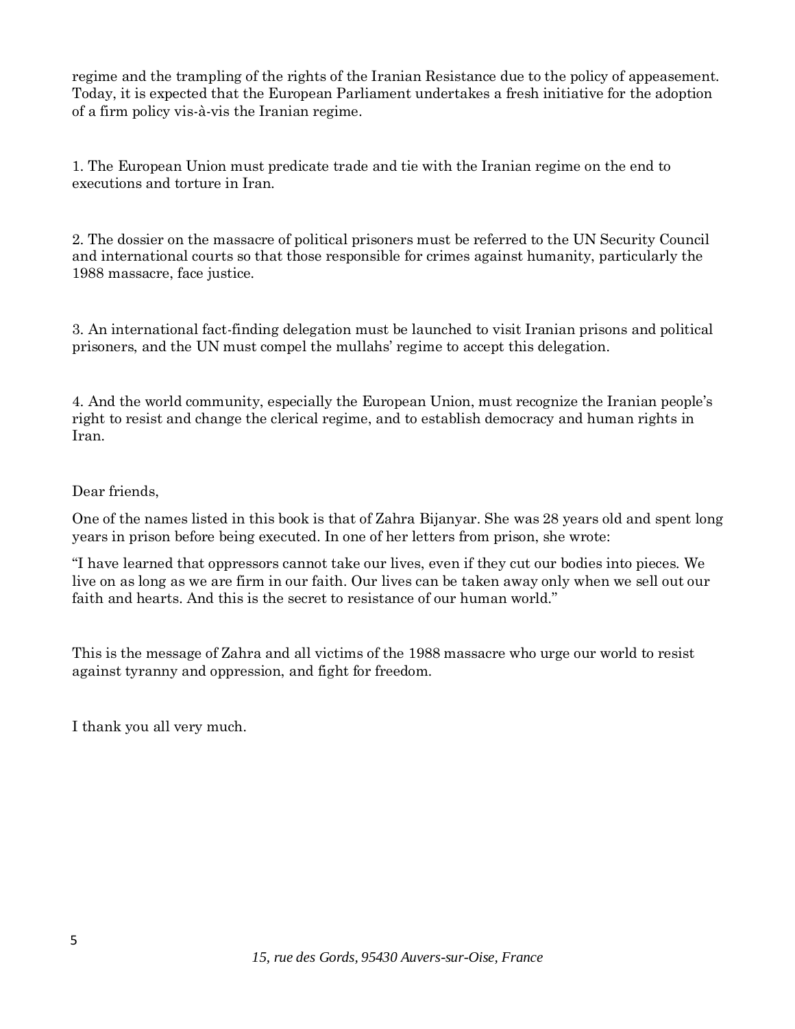regime and the trampling of the rights of the Iranian Resistance due to the policy of appeasement. Today, it is expected that the European Parliament undertakes a fresh initiative for the adoption of a firm policy vis-à-vis the Iranian regime.

1. The European Union must predicate trade and tie with the Iranian regime on the end to executions and torture in Iran.

2. The dossier on the massacre of political prisoners must be referred to the UN Security Council and international courts so that those responsible for crimes against humanity, particularly the 1988 massacre, face justice.

3. An international fact-finding delegation must be launched to visit Iranian prisons and political prisoners, and the UN must compel the mullahs' regime to accept this delegation.

4. And the world community, especially the European Union, must recognize the Iranian people's right to resist and change the clerical regime, and to establish democracy and human rights in Iran.

Dear friends,

One of the names listed in this book is that of Zahra Bijanyar. She was 28 years old and spent long years in prison before being executed. In one of her letters from prison, she wrote:

"I have learned that oppressors cannot take our lives, even if they cut our bodies into pieces. We live on as long as we are firm in our faith. Our lives can be taken away only when we sell out our faith and hearts. And this is the secret to resistance of our human world."

This is the message of Zahra and all victims of the 1988 massacre who urge our world to resist against tyranny and oppression, and fight for freedom.

I thank you all very much.